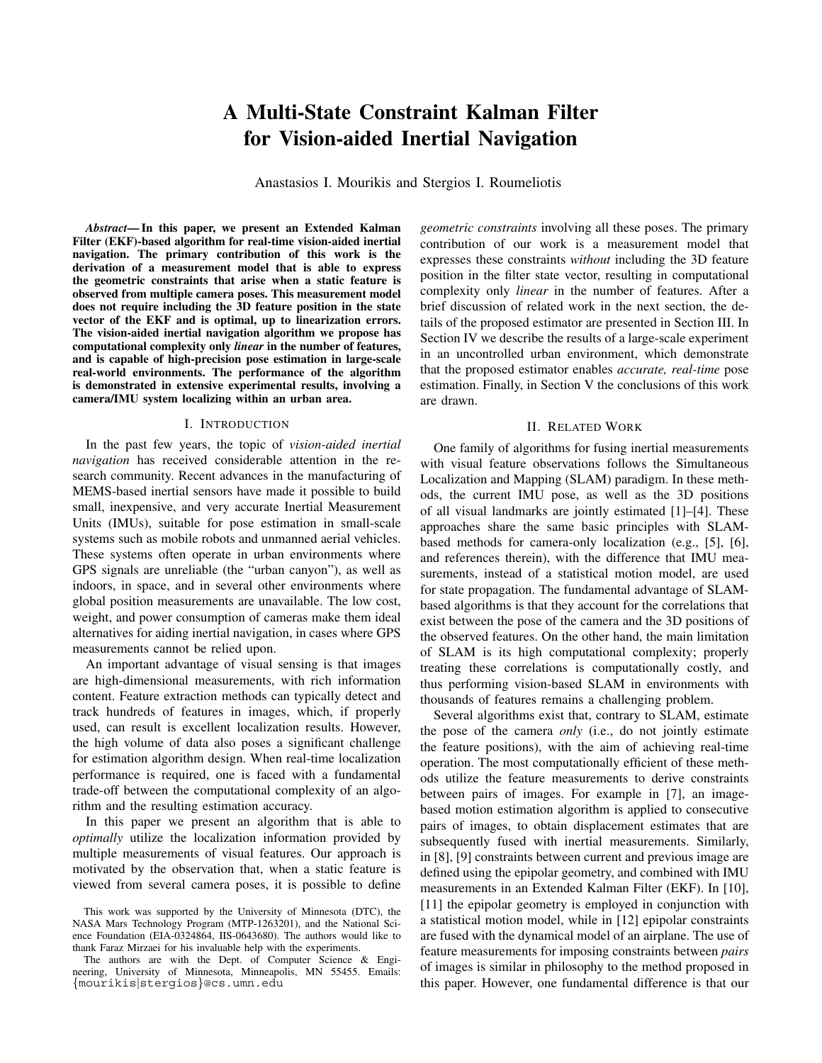# A Multi-State Constraint Kalman Filter for Vision-aided Inertial Navigation

Anastasios I. Mourikis and Stergios I. Roumeliotis

***Abstract*— In this paper, we present an Extended Kalman Filter (EKF)-based algorithm for real-time vision-aided inertial navigation. The primary contribution of this work is the derivation of a measurement model that is able to express the geometric constraints that arise when a static feature is observed from multiple camera poses. This measurement model does not require including the 3D feature position in the state vector of the EKF and is optimal, up to linearization errors. The vision-aided inertial navigation algorithm we propose has computational complexity only *linear* in the number of features, and is capable of high-precision pose estimation in large-scale real-world environments. The performance of the algorithm is demonstrated in extensive experimental results, involving a camera/IMU system localizing within an urban area.**

## I. INTRODUCTION

In the past few years, the topic of *vision-aided inertial navigation* has received considerable attention in the research community. Recent advances in the manufacturing of MEMS-based inertial sensors have made it possible to build small, inexpensive, and very accurate Inertial Measurement Units (IMUs), suitable for pose estimation in small-scale systems such as mobile robots and unmanned aerial vehicles. These systems often operate in urban environments where GPS signals are unreliable (the "urban canyon"), as well as indoors, in space, and in several other environments where global position measurements are unavailable. The low cost, weight, and power consumption of cameras make them ideal alternatives for aiding inertial navigation, in cases where GPS measurements cannot be relied upon.

An important advantage of visual sensing is that images are high-dimensional measurements, with rich information content. Feature extraction methods can typically detect and track hundreds of features in images, which, if properly used, can result is excellent localization results. However, the high volume of data also poses a significant challenge for estimation algorithm design. When real-time localization performance is required, one is faced with a fundamental trade-off between the computational complexity of an algorithm and the resulting estimation accuracy.

In this paper we present an algorithm that is able to *optimally* utilize the localization information provided by multiple measurements of visual features. Our approach is motivated by the observation that, when a static feature is viewed from several camera poses, it is possible to define *geometric constraints* involving all these poses. The primary contribution of our work is a measurement model that expresses these constraints *without* including the 3D feature position in the filter state vector, resulting in computational complexity only *linear* in the number of features. After a brief discussion of related work in the next section, the details of the proposed estimator are presented in Section III. In Section IV we describe the results of a large-scale experiment in an uncontrolled urban environment, which demonstrate that the proposed estimator enables *accurate, real-time* pose estimation. Finally, in Section V the conclusions of this work are drawn.

## II. RELATED WORK

One family of algorithms for fusing inertial measurements with visual feature observations follows the Simultaneous Localization and Mapping (SLAM) paradigm. In these methods, the current IMU pose, as well as the 3D positions of all visual landmarks are jointly estimated [1]–[4]. These approaches share the same basic principles with SLAM-based methods for camera-only localization (e.g., [5], [6], and references therein), with the difference that IMU measurements, instead of a statistical motion model, are used for state propagation. The fundamental advantage of SLAM-based algorithms is that they account for the correlations that exist between the pose of the camera and the 3D positions of the observed features. On the other hand, the main limitation of SLAM is its high computational complexity; properly treating these correlations is computationally costly, and thus performing vision-based SLAM in environments with thousands of features remains a challenging problem.

Several algorithms exist that, contrary to SLAM, estimate the pose of the camera *only* (i.e., do not jointly estimate the feature positions), with the aim of achieving real-time operation. The most computationally efficient of these methods utilize the feature measurements to derive constraints between pairs of images. For example in [7], an image-based motion estimation algorithm is applied to consecutive pairs of images, to obtain displacement estimates that are subsequently fused with inertial measurements. Similarly, in [8], [9] constraints between current and previous image are defined using the epipolar geometry, and combined with IMU measurements in an Extended Kalman Filter (EKF). In [10], [11] the epipolar geometry is employed in conjunction with a statistical motion model, while in [12] epipolar constraints are fused with the dynamical model of an airplane. The use of feature measurements for imposing constraints between *pairs* of images is similar in philosophy to the method proposed in this paper. However, one fundamental difference is that our

This work was supported by the University of Minnesota (DTC), the NASA Mars Technology Program (MTP-1263201), and the National Science Foundation (EIA-0324864, IIS-0643680). The authors would like to thank Faraz Mirzaei for his invaluable help with the experiments.

The authors are with the Dept. of Computer Science & Engineering, University of Minnesota, Minneapolis, MN 55455. Emails: {mourikis|stergios}@cs.umn.edu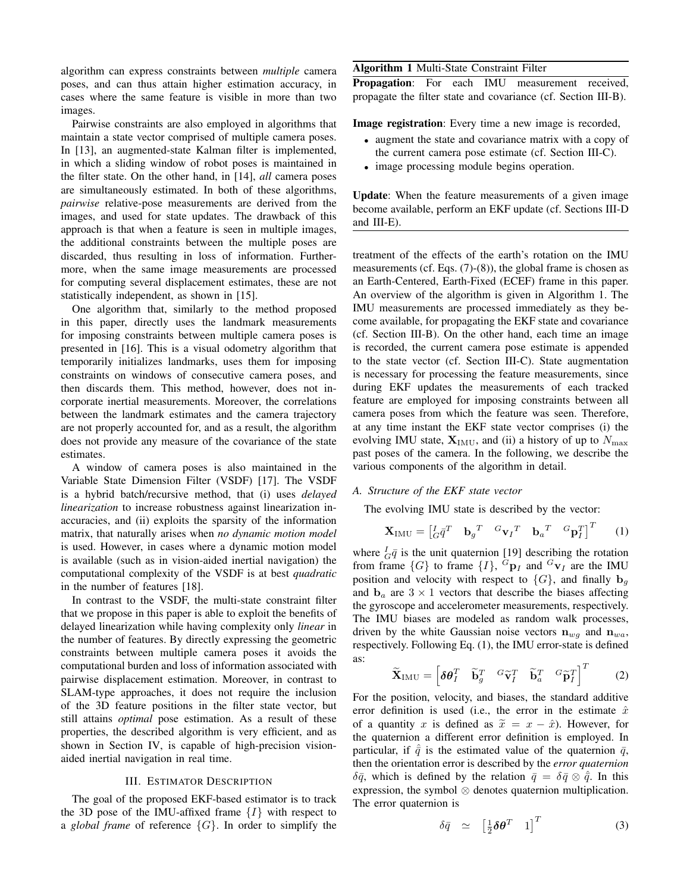algorithm can express constraints between *multiple* camera poses, and can thus attain higher estimation accuracy, in cases where the same feature is visible in more than two images.

Pairwise constraints are also employed in algorithms that maintain a state vector comprised of multiple camera poses. In [13], an augmented-state Kalman filter is implemented, in which a sliding window of robot poses is maintained in the filter state. On the other hand, in [14], *all* camera poses are simultaneously estimated. In both of these algorithms, *pairwise* relative-pose measurements are derived from the images, and used for state updates. The drawback of this approach is that when a feature is seen in multiple images, the additional constraints between the multiple poses are discarded, thus resulting in loss of information. Furthermore, when the same image measurements are processed for computing several displacement estimates, these are not statistically independent, as shown in [15].

One algorithm that, similarly to the method proposed in this paper, directly uses the landmark measurements for imposing constraints between multiple camera poses is presented in [16]. This is a visual odometry algorithm that temporarily initializes landmarks, uses them for imposing constraints on windows of consecutive camera poses, and then discards them. This method, however, does not incorporate inertial measurements. Moreover, the correlations between the landmark estimates and the camera trajectory are not properly accounted for, and as a result, the algorithm does not provide any measure of the covariance of the state estimates.

A window of camera poses is also maintained in the Variable State Dimension Filter (VSDF) [17]. The VSDF is a hybrid batch/recursive method, that (i) uses *delayed linearization* to increase robustness against linearization inaccuracies, and (ii) exploits the sparsity of the information matrix, that naturally arises when *no dynamic motion model* is used. However, in cases where a dynamic motion model is available (such as in vision-aided inertial navigation) the computational complexity of the VSDF is at best *quadratic* in the number of features [18].

In contrast to the VSDF, the multi-state constraint filter that we propose in this paper is able to exploit the benefits of delayed linearization while having complexity only *linear* in the number of features. By directly expressing the geometric constraints between multiple camera poses it avoids the computational burden and loss of information associated with pairwise displacement estimation. Moreover, in contrast to SLAM-type approaches, it does not require the inclusion of the 3D feature positions in the filter state vector, but still attains *optimal* pose estimation. As a result of these properties, the described algorithm is very efficient, and as shown in Section IV, is capable of high-precision vision-aided inertial navigation in real time.

## III. Estimator Description

The goal of the proposed EKF-based estimator is to track the 3D pose of the IMU-affixed frame $\{I\}$ with respect to a *global frame* of reference $\{G\}$. In order to simplify the treatment of the effects of the earth's rotation on the IMU measurements (cf. Eqs. (7)-(8)), the global frame is chosen as an Earth-Centered, Earth-Fixed (ECEF) frame in this paper. An overview of the algorithm is given in Algorithm 1. The IMU measurements are processed immediately as they become available, for propagating the EKF state and covariance (cf. Section III-B). On the other hand, each time an image is recorded, the current camera pose estimate is appended to the state vector (cf. Section III-C). State augmentation is necessary for processing the feature measurements, since during EKF updates the measurements of each tracked feature are employed for imposing constraints between all camera poses from which the feature was seen. Therefore, at any time instant the EKF state vector comprises (i) the evolving IMU state, $\mathbf{X}_{\text{IMU}}$, and (ii) a history of up to $N_{\max}$ past poses of the camera. In the following, we describe the various components of the algorithm in detail.

**Algorithm 1** Multi-State Constraint Filter

**Propagation**: For each IMU measurement received, propagate the filter state and covariance (cf. Section III-B).

**Image registration**: Every time a new image is recorded,

- augment the state and covariance matrix with a copy of the current camera pose estimate (cf. Section III-C).
- image processing module begins operation.

**Update**: When the feature measurements of a given image become available, perform an EKF update (cf. Sections III-D and III-E).

### A. Structure of the EKF state vector

The evolving IMU state is described by the vector:

$$\mathbf{X}_{\text{IMU}} = \begin{bmatrix} {}^I_G\bar{q}^T & \mathbf{b}_g{}^T & {}^G\mathbf{v}_I{}^T & \mathbf{b}_a{}^T & {}^G\mathbf{p}_I^T \end{bmatrix}^T \quad (1)$$

where ${}^I_G\bar{q}$ is the unit quaternion [19] describing the rotation from frame $\{G\}$ to frame $\{I\}$, ${}^G\mathbf{p}_I$ and ${}^G\mathbf{v}_I$ are the IMU position and velocity with respect to $\{G\}$, and finally $\mathbf{b}_g$ and $\mathbf{b}_a$ are $3 \times 1$ vectors that describe the biases affecting the gyroscope and accelerometer measurements, respectively. The IMU biases are modeled as random walk processes, driven by the white Gaussian noise vectors $\mathbf{n}_{wg}$ and $\mathbf{n}_{wa}$, respectively. Following Eq. (1), the IMU error-state is defined as:

$$\widetilde{\mathbf{X}}_{\text{IMU}} = \begin{bmatrix} \boldsymbol{\delta\theta}_I^T & \widetilde{\mathbf{b}}_g^T & {}^G\widetilde{\mathbf{v}}_I^T & \widetilde{\mathbf{b}}_a^T & {}^G\widetilde{\mathbf{p}}_I^T \end{bmatrix}^T \quad (2)$$

For the position, velocity, and biases, the standard additive error definition is used (i.e., the error in the estimate $\hat{x}$ of a quantity $x$ is defined as $\widetilde{x} = x - \hat{x}$). However, for the quaternion a different error definition is employed. In particular, if $\hat{\bar{q}}$ is the estimated value of the quaternion $\bar{q}$, then the orientation error is described by the *error quaternion* $\delta\bar{q}$, which is defined by the relation $\bar{q} = \delta\bar{q} \otimes \hat{\bar{q}}$. In this expression, the symbol $\otimes$ denotes quaternion multiplication. The error quaternion is

$$\delta\bar{q} \quad \simeq \quad \begin{bmatrix} \frac{1}{2}\boldsymbol{\delta\theta}^T & 1 \end{bmatrix}^T \quad (3)$$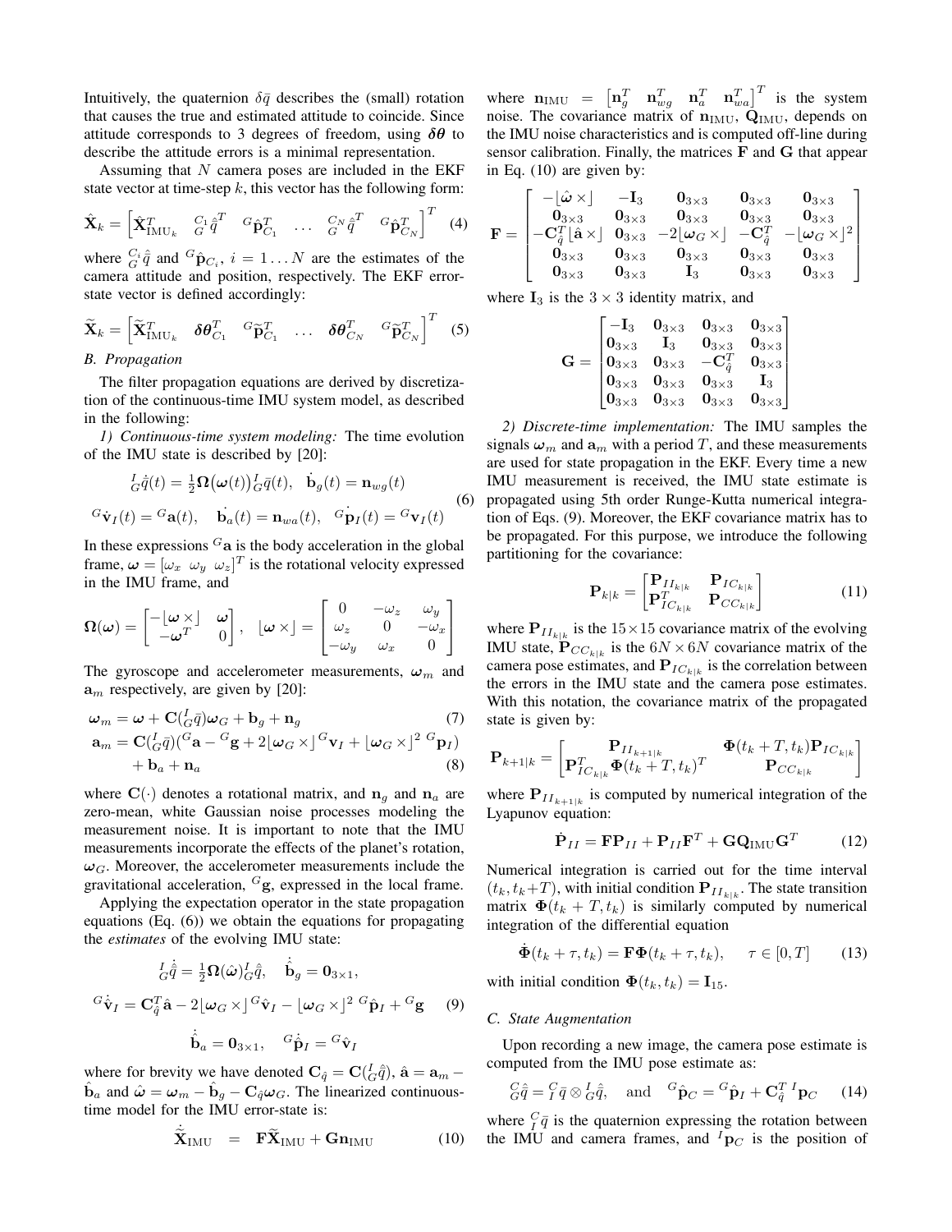Intuitively, the quaternion $\delta\bar{q}$ describes the (small) rotation that causes the true and estimated attitude to coincide. Since attitude corresponds to 3 degrees of freedom, using $\boldsymbol{\delta\theta}$ to describe the attitude errors is a minimal representation.

Assuming that $N$ camera poses are included in the EKF state vector at time-step $k$, this vector has the following form:

$$\hat{\mathbf{X}}_k = \begin{bmatrix} \hat{\mathbf{X}}_{\text{IMU}_k}^T & {}^{C_1}_{G}\hat{\bar{q}}^T & {}^{G}\hat{\mathbf{p}}_{C_1}^T & \dots & {}^{C_N}_{G}\hat{\bar{q}}^T & {}^{G}\hat{\mathbf{p}}_{C_N}^T \end{bmatrix}^T \quad (4)$$

where ${}^{C_i}_{G}\hat{\bar{q}}$ and ${}^{G}\hat{\mathbf{p}}_{C_i}$, $i = 1 \dots N$ are the estimates of the camera attitude and position, respectively. The EKF error-state vector is defined accordingly:

$$\widetilde{\mathbf{X}}_k = \begin{bmatrix} \widetilde{\mathbf{X}}_{\text{IMU}_k}^T & \boldsymbol{\delta\theta}_{C_1}^T & {}^{G}\widetilde{\mathbf{p}}_{C_1}^T & \dots & \boldsymbol{\delta\theta}_{C_N}^T & {}^{G}\widetilde{\mathbf{p}}_{C_N}^T \end{bmatrix}^T \quad (5)$$

### B. Propagation

The filter propagation equations are derived by discretization of the continuous-time IMU system model, as described in the following:

*1) Continuous-time system modeling:* The time evolution of the IMU state is described by [20]:

$$\begin{aligned} {}^{I}_{G}\dot{\bar{q}}(t) &= \tfrac{1}{2}\boldsymbol{\Omega}\big(\boldsymbol{\omega}(t)\big){}^{I}_{G}\bar{q}(t), \quad \dot{\mathbf{b}}_g(t) = \mathbf{n}_{wg}(t) \\ {}^{G}\dot{\mathbf{v}}_I(t) &= {}^{G}\mathbf{a}(t), \quad \dot{\mathbf{b}}_a(t) = \mathbf{n}_{wa}(t), \quad {}^{G}\dot{\mathbf{p}}_I(t) = {}^{G}\mathbf{v}_I(t) \end{aligned} \quad (6)$$

In these expressions ${}^{G}\mathbf{a}$ is the body acceleration in the global frame, $\boldsymbol{\omega} = [\omega_x \;\; \omega_y \;\; \omega_z]^T$ is the rotational velocity expressed in the IMU frame, and

$$\boldsymbol{\Omega}(\boldsymbol{\omega}) = \begin{bmatrix} -\lfloor \boldsymbol{\omega} \times \rfloor & \boldsymbol{\omega} \\ -\boldsymbol{\omega}^T & 0 \end{bmatrix}, \quad \lfloor \boldsymbol{\omega} \times \rfloor = \begin{bmatrix} 0 & -\omega_z & \omega_y \\ \omega_z & 0 & -\omega_x \\ -\omega_y & \omega_x & 0 \end{bmatrix}$$

The gyroscope and accelerometer measurements, $\boldsymbol{\omega}_m$ and $\mathbf{a}_m$ respectively, are given by [20]:

$$\boldsymbol{\omega}_m = \boldsymbol{\omega} + \mathbf{C}({}^{I}_{G}\bar{q})\boldsymbol{\omega}_G + \mathbf{b}_g + \mathbf{n}_g \quad (7)$$

$$\begin{aligned} \mathbf{a}_m = {} & \mathbf{C}({}^{I}_{G}\bar{q})({}^{G}\mathbf{a} - {}^{G}\mathbf{g} + 2\lfloor \boldsymbol{\omega}_G \times \rfloor {}^{G}\mathbf{v}_I + \lfloor \boldsymbol{\omega}_G \times \rfloor^2 \; {}^{G}\mathbf{p}_I) \\ & + \mathbf{b}_a + \mathbf{n}_a \end{aligned} \quad (8)$$

where $\mathbf{C}(\cdot)$ denotes a rotational matrix, and $\mathbf{n}_g$ and $\mathbf{n}_a$ are zero-mean, white Gaussian noise processes modeling the measurement noise. It is important to note that the IMU measurements incorporate the effects of the planet's rotation, $\boldsymbol{\omega}_G$. Moreover, the accelerometer measurements include the gravitational acceleration, ${}^{G}\mathbf{g}$, expressed in the local frame.

Applying the expectation operator in the state propagation equations (Eq. (6)) we obtain the equations for propagating the *estimates* of the evolving IMU state:

$$\begin{aligned} {}^{I}_{G}\dot{\hat{\bar{q}}} &= \tfrac{1}{2}\boldsymbol{\Omega}(\hat{\boldsymbol{\omega}}){}^{I}_{G}\hat{\bar{q}}, \quad \dot{\hat{\mathbf{b}}}_g = \mathbf{0}_{3\times1}, \\ {}^{G}\dot{\hat{\mathbf{v}}}_I &= \mathbf{C}_{\hat{q}}^T\hat{\mathbf{a}} - 2\lfloor \boldsymbol{\omega}_G \times \rfloor {}^{G}\hat{\mathbf{v}}_I - \lfloor \boldsymbol{\omega}_G \times \rfloor^2 \; {}^{G}\hat{\mathbf{p}}_I + {}^{G}\mathbf{g} \\ \dot{\hat{\mathbf{b}}}_a &= \mathbf{0}_{3\times1}, \quad {}^{G}\dot{\hat{\mathbf{p}}}_I = {}^{G}\hat{\mathbf{v}}_I \end{aligned} \quad (9)$$

where for brevity we have denoted $\mathbf{C}_{\hat{q}} = \mathbf{C}({}^{I}_{G}\hat{\bar{q}})$, $\hat{\mathbf{a}} = \mathbf{a}_m - \hat{\mathbf{b}}_a$ and $\hat{\boldsymbol{\omega}} = \boldsymbol{\omega}_m - \hat{\mathbf{b}}_g - \mathbf{C}_{\hat{q}}\boldsymbol{\omega}_G$. The linearized continuous-time model for the IMU error-state is:

$$\dot{\widetilde{\mathbf{X}}}_{\text{IMU}} = \mathbf{F}\widetilde{\mathbf{X}}_{\text{IMU}} + \mathbf{G}\mathbf{n}_{\text{IMU}} \quad (10)$$

where $\mathbf{n}_{\text{IMU}} = \begin{bmatrix} \mathbf{n}_g^T & \mathbf{n}_{wg}^T & \mathbf{n}_a^T & \mathbf{n}_{wa}^T \end{bmatrix}^T$ is the system noise. The covariance matrix of $\mathbf{n}_{\text{IMU}}$, $\mathbf{Q}_{\text{IMU}}$, depends on the IMU noise characteristics and is computed off-line during sensor calibration. Finally, the matrices $\mathbf{F}$ and $\mathbf{G}$ that appear in Eq. (10) are given by:

$$\mathbf{F} = \begin{bmatrix} -\lfloor \hat{\boldsymbol{\omega}} \times \rfloor & -\mathbf{I}_3 & \mathbf{0}_{3\times3} & \mathbf{0}_{3\times3} & \mathbf{0}_{3\times3} \\ \mathbf{0}_{3\times3} & \mathbf{0}_{3\times3} & \mathbf{0}_{3\times3} & \mathbf{0}_{3\times3} & \mathbf{0}_{3\times3} \\ -\mathbf{C}_{\hat{q}}^T\lfloor \hat{\mathbf{a}} \times \rfloor & \mathbf{0}_{3\times3} & -2\lfloor \boldsymbol{\omega}_G \times \rfloor & -\mathbf{C}_{\hat{q}}^T & -\lfloor \boldsymbol{\omega}_G \times \rfloor^2 \\ \mathbf{0}_{3\times3} & \mathbf{0}_{3\times3} & \mathbf{0}_{3\times3} & \mathbf{0}_{3\times3} & \mathbf{0}_{3\times3} \\ \mathbf{0}_{3\times3} & \mathbf{0}_{3\times3} & \mathbf{I}_3 & \mathbf{0}_{3\times3} & \mathbf{0}_{3\times3} \end{bmatrix}$$

where $\mathbf{I}_3$ is the $3 \times 3$ identity matrix, and

$$\mathbf{G} = \begin{bmatrix} -\mathbf{I}_3 & \mathbf{0}_{3\times3} & \mathbf{0}_{3\times3} & \mathbf{0}_{3\times3} \\ \mathbf{0}_{3\times3} & \mathbf{I}_3 & \mathbf{0}_{3\times3} & \mathbf{0}_{3\times3} \\ \mathbf{0}_{3\times3} & \mathbf{0}_{3\times3} & -\mathbf{C}_{\hat{q}}^T & \mathbf{0}_{3\times3} \\ \mathbf{0}_{3\times3} & \mathbf{0}_{3\times3} & \mathbf{0}_{3\times3} & \mathbf{I}_3 \\ \mathbf{0}_{3\times3} & \mathbf{0}_{3\times3} & \mathbf{0}_{3\times3} & \mathbf{0}_{3\times3} \end{bmatrix}$$

*2) Discrete-time implementation:* The IMU samples the signals $\boldsymbol{\omega}_m$ and $\mathbf{a}_m$ with a period $T$, and these measurements are used for state propagation in the EKF. Every time a new IMU measurement is received, the IMU state estimate is propagated using 5th order Runge-Kutta numerical integration of Eqs. (9). Moreover, the EKF covariance matrix has to be propagated. For this purpose, we introduce the following partitioning for the covariance:

$$\mathbf{P}_{k|k} = \begin{bmatrix} \mathbf{P}_{II_{k|k}} & \mathbf{P}_{IC_{k|k}} \\ \mathbf{P}_{IC_{k|k}}^T & \mathbf{P}_{CC_{k|k}} \end{bmatrix} \quad (11)$$

where $\mathbf{P}_{II_{k|k}}$ is the $15\times15$ covariance matrix of the evolving IMU state, $\mathbf{P}_{CC_{k|k}}$ is the $6N \times 6N$ covariance matrix of the camera pose estimates, and $\mathbf{P}_{IC_{k|k}}$ is the correlation between the errors in the IMU state and the camera pose estimates. With this notation, the covariance matrix of the propagated state is given by:

$$\mathbf{P}_{k+1|k} = \begin{bmatrix} \mathbf{P}_{II_{k+1|k}} & \boldsymbol{\Phi}(t_k + T, t_k)\mathbf{P}_{IC_{k|k}} \\ \mathbf{P}_{IC_{k|k}}^T\boldsymbol{\Phi}(t_k + T, t_k)^T & \mathbf{P}_{CC_{k|k}} \end{bmatrix}$$

where $\mathbf{P}_{II_{k+1|k}}$ is computed by numerical integration of the Lyapunov equation:

$$\dot{\mathbf{P}}_{II} = \mathbf{F}\mathbf{P}_{II} + \mathbf{P}_{II}\mathbf{F}^T + \mathbf{G}\mathbf{Q}_{\text{IMU}}\mathbf{G}^T \quad (12)$$

Numerical integration is carried out for the time interval $(t_k, t_k{+}T)$, with initial condition $\mathbf{P}_{II_{k|k}}$. The state transition matrix $\boldsymbol{\Phi}(t_k + T, t_k)$ is similarly computed by numerical integration of the differential equation

$$\dot{\boldsymbol{\Phi}}(t_k + \tau, t_k) = \mathbf{F}\boldsymbol{\Phi}(t_k + \tau, t_k), \quad \tau \in [0, T] \quad (13)$$

with initial condition $\boldsymbol{\Phi}(t_k, t_k) = \mathbf{I}_{15}$.

### C. State Augmentation

Upon recording a new image, the camera pose estimate is computed from the IMU pose estimate as:

$${}^{C}_{G}\hat{\bar{q}} = {}^{C}_{I}\bar{q} \otimes {}^{I}_{G}\hat{\bar{q}}, \quad \text{and} \quad {}^{G}\hat{\mathbf{p}}_C = {}^{G}\hat{\mathbf{p}}_I + \mathbf{C}_{\hat{q}}^T \; {}^{I}\mathbf{p}_C \quad (14)$$

where ${}^{C}_{I}\bar{q}$ is the quaternion expressing the rotation between the IMU and camera frames, and ${}^{I}\mathbf{p}_C$ is the position of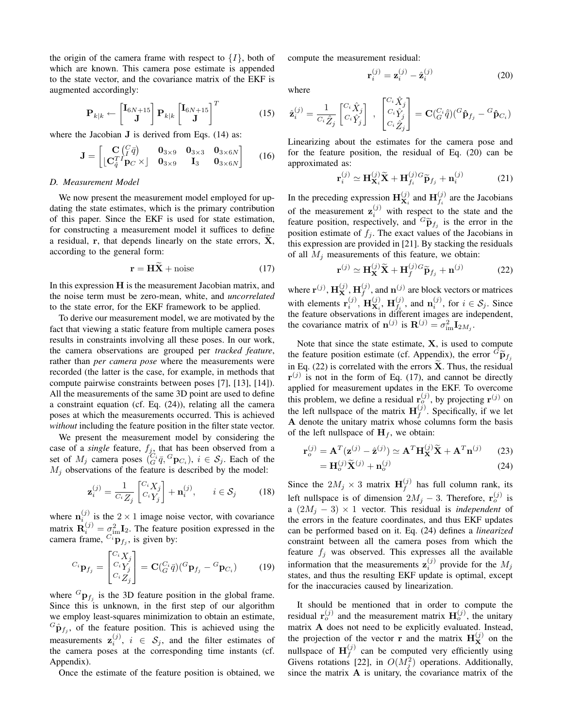the origin of the camera frame with respect to $\{I\}$, both of which are known. This camera pose estimate is appended to the state vector, and the covariance matrix of the EKF is augmented accordingly:

$$\mathbf{P}_{k|k} \leftarrow \begin{bmatrix} \mathbf{I}_{6N+15} \\ \mathbf{J} \end{bmatrix} \mathbf{P}_{k|k} \begin{bmatrix} \mathbf{I}_{6N+15} \\ \mathbf{J} \end{bmatrix}^T \tag{15}$$

where the Jacobian $\mathbf{J}$ is derived from Eqs. (14) as:

$$\mathbf{J} = \begin{bmatrix} \mathbf{C}\left({}^C_I\bar{q}\right) & \mathbf{0}_{3\times 9} & \mathbf{0}_{3\times 3} & \mathbf{0}_{3\times 6N} \\ \lfloor \mathbf{C}_{\hat{q}}^T {}^I\mathbf{p}_C \times \rfloor & \mathbf{0}_{3\times 9} & \mathbf{I}_3 & \mathbf{0}_{3\times 6N} \end{bmatrix} \tag{16}$$

### D. Measurement Model

We now present the measurement model employed for updating the state estimates, which is the primary contribution of this paper. Since the EKF is used for state estimation, for constructing a measurement model it suffices to define a residual, $\mathbf{r}$, that depends linearly on the state errors, $\widetilde{\mathbf{X}}$, according to the general form:

$$\mathbf{r} = \mathbf{H}\widetilde{\mathbf{X}} + \text{noise} \tag{17}$$

In this expression $\mathbf{H}$ is the measurement Jacobian matrix, and the noise term must be zero-mean, white, and *uncorrelated* to the state error, for the EKF framework to be applied.

To derive our measurement model, we are motivated by the fact that viewing a static feature from multiple camera poses results in constraints involving all these poses. In our work, the camera observations are grouped per *tracked feature*, rather than *per camera pose* where the measurements were recorded (the latter is the case, for example, in methods that compute pairwise constraints between poses [7], [13], [14]). All the measurements of the same 3D point are used to define a constraint equation (cf. Eq. (24)), relating all the camera poses at which the measurements occurred. This is achieved *without* including the feature position in the filter state vector.

We present the measurement model by considering the case of a *single* feature, $f_j$, that has been observed from a set of $M_j$ camera poses $({}^{C_i}_G\bar{q}, {}^G\mathbf{p}_{C_i})$, $i \in \mathcal{S}_j$. Each of the $M_j$ observations of the feature is described by the model:

$$\mathbf{z}_i^{(j)} = \frac{1}{{}^{C_i}Z_j} \begin{bmatrix} {}^{C_i}X_j \\ {}^{C_i}Y_j \end{bmatrix} + \mathbf{n}_i^{(j)}, \qquad i \in \mathcal{S}_j \tag{18}$$

where $\mathbf{n}_i^{(j)}$ is the $2\times 1$ image noise vector, with covariance matrix $\mathbf{R}_i^{(j)} = \sigma_{\text{im}}^2 \mathbf{I}_2$. The feature position expressed in the camera frame, ${}^{C_i}\mathbf{p}_{f_j}$, is given by:

$${}^{C_i}\mathbf{p}_{f_j} = \begin{bmatrix} {}^{C_i}X_j \\ {}^{C_i}Y_j \\ {}^{C_i}Z_j \end{bmatrix} = \mathbf{C}({}^{C_i}_G\bar{q})({}^G\mathbf{p}_{f_j} - {}^G\mathbf{p}_{C_i}) \tag{19}$$

where ${}^G\mathbf{p}_{f_j}$ is the 3D feature position in the global frame. Since this is unknown, in the first step of our algorithm we employ least-squares minimization to obtain an estimate, ${}^G\hat{\mathbf{p}}_{f_j}$, of the feature position. This is achieved using the measurements $\mathbf{z}_i^{(j)}$, $i \in \mathcal{S}_j$, and the filter estimates of the camera poses at the corresponding time instants (cf. Appendix).

Once the estimate of the feature position is obtained, we compute the measurement residual:

$$\mathbf{r}_i^{(j)} = \mathbf{z}_i^{(j)} - \hat{\mathbf{z}}_i^{(j)} \tag{20}$$

where

$$\hat{\mathbf{z}}_i^{(j)} = \frac{1}{{}^{C_i}\hat{Z}_j} \begin{bmatrix} {}^{C_i}\hat{X}_j \\ {}^{C_i}\hat{Y}_j \end{bmatrix} \;,\; \begin{bmatrix} {}^{C_i}\hat{X}_j \\ {}^{C_i}\hat{Y}_j \\ {}^{C_i}\hat{Z}_j \end{bmatrix} = \mathbf{C}({}^{C_i}_G\hat{q})({}^G\hat{\mathbf{p}}_{f_j} - {}^G\hat{\mathbf{p}}_{C_i})$$

Linearizing about the estimates for the camera pose and for the feature position, the residual of Eq. (20) can be approximated as:

$$\mathbf{r}_i^{(j)} \simeq \mathbf{H}_{\mathbf{X}_i}^{(j)}\widetilde{\mathbf{X}} + \mathbf{H}_{f_i}^{(j)}{}^G\widetilde{\mathbf{p}}_{f_j} + \mathbf{n}_i^{(j)} \tag{21}$$

In the preceding expression $\mathbf{H}_{\mathbf{X}_i}^{(j)}$ and $\mathbf{H}_{f_i}^{(j)}$ are the Jacobians of the measurement $\mathbf{z}_i^{(j)}$ with respect to the state and the feature position, respectively, and ${}^G\widetilde{\mathbf{p}}_{f_j}$ is the error in the position estimate of $f_j$. The exact values of the Jacobians in this expression are provided in [21]. By stacking the residuals of all $M_j$ measurements of this feature, we obtain:

$$\mathbf{r}^{(j)} \simeq \mathbf{H}_{\mathbf{X}}^{(j)}\widetilde{\mathbf{X}} + \mathbf{H}_{f}^{(j)}{}^G\widetilde{\mathbf{p}}_{f_j} + \mathbf{n}^{(j)} \tag{22}$$

where $\mathbf{r}^{(j)}, \mathbf{H}_{\mathbf{X}}^{(j)}, \mathbf{H}_{f}^{(j)}$, and $\mathbf{n}^{(j)}$ are block vectors or matrices with elements $\mathbf{r}_i^{(j)}$, $\mathbf{H}_{\mathbf{X}_i}^{(j)}$, $\mathbf{H}_{f_i}^{(j)}$, and $\mathbf{n}_i^{(j)}$, for $i \in \mathcal{S}_j$. Since the feature observations in different images are independent, the covariance matrix of $\mathbf{n}^{(j)}$ is $\mathbf{R}^{(j)} = \sigma_{\text{im}}^2 \mathbf{I}_{2M_j}$.

Note that since the state estimate, $\mathbf{X}$, is used to compute the feature position estimate (cf. Appendix), the error ${}^G\widetilde{\mathbf{p}}_{f_j}$ in Eq. (22) is correlated with the errors $\widetilde{\mathbf{X}}$. Thus, the residual $\mathbf{r}^{(j)}$ is not in the form of Eq. (17), and cannot be directly applied for measurement updates in the EKF. To overcome this problem, we define a residual $\mathbf{r}_o^{(j)}$, by projecting $\mathbf{r}^{(j)}$ on the left nullspace of the matrix $\mathbf{H}_f^{(j)}$. Specifically, if we let $\mathbf{A}$ denote the unitary matrix whose columns form the basis of the left nullspace of $\mathbf{H}_f$, we obtain:

$$\mathbf{r}_o^{(j)} = \mathbf{A}^T(\mathbf{z}^{(j)} - \hat{\mathbf{z}}^{(j)}) \simeq \mathbf{A}^T\mathbf{H}_{\mathbf{X}}^{(j)}\widetilde{\mathbf{X}} + \mathbf{A}^T\mathbf{n}^{(j)} \tag{23}$$

$$= \mathbf{H}_o^{(j)}\widetilde{\mathbf{X}}^{(j)} + \mathbf{n}_o^{(j)} \tag{24}$$

Since the $2M_j \times 3$ matrix $\mathbf{H}_f^{(j)}$ has full column rank, its left nullspace is of dimension $2M_j - 3$. Therefore, $\mathbf{r}_o^{(j)}$ is a $(2M_j - 3)\times 1$ vector. This residual is *independent* of the errors in the feature coordinates, and thus EKF updates can be performed based on it. Eq. (24) defines a *linearized* constraint between all the camera poses from which the feature $f_j$ was observed. This expresses all the available information that the measurements $\mathbf{z}_i^{(j)}$ provide for the $M_j$ states, and thus the resulting EKF update is optimal, except for the inaccuracies caused by linearization.

It should be mentioned that in order to compute the residual $\mathbf{r}_o^{(j)}$ and the measurement matrix $\mathbf{H}_o^{(j)}$, the unitary matrix $\mathbf{A}$ does not need to be explicitly evaluated. Instead, the projection of the vector $\mathbf{r}$ and the matrix $\mathbf{H}_{\mathbf{X}}^{(j)}$ on the nullspace of $\mathbf{H}_f^{(j)}$ can be computed very efficiently using Givens rotations [22], in $O(M_j^2)$ operations. Additionally, since the matrix $\mathbf{A}$ is unitary, the covariance matrix of the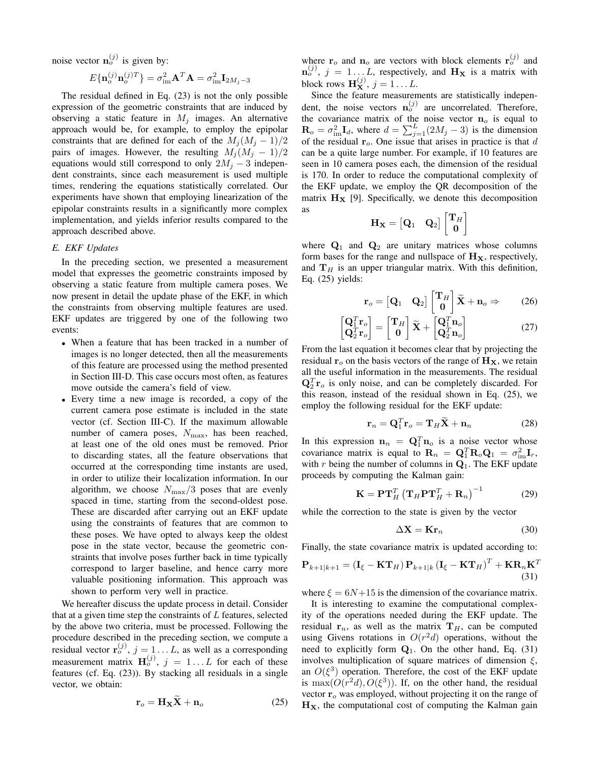noise vector $\mathbf{n}_o^{(j)}$ is given by:

$$E\{\mathbf{n}_o^{(j)}\mathbf{n}_o^{(j)T}\} = \sigma_{\text{im}}^2 \mathbf{A}^T\mathbf{A} = \sigma_{\text{im}}^2 \mathbf{I}_{2M_j-3}$$

The residual defined in Eq. (23) is not the only possible expression of the geometric constraints that are induced by observing a static feature in $M_j$ images. An alternative approach would be, for example, to employ the epipolar constraints that are defined for each of the $M_j(M_j-1)/2$ pairs of images. However, the resulting $M_j(M_j-1)/2$ equations would still correspond to only $2M_j-3$ independent constraints, since each measurement is used multiple times, rendering the equations statistically correlated. Our experiments have shown that employing linearization of the epipolar constraints results in a significantly more complex implementation, and yields inferior results compared to the approach described above.

### E. EKF Updates

In the preceding section, we presented a measurement model that expresses the geometric constraints imposed by observing a static feature from multiple camera poses. We now present in detail the update phase of the EKF, in which the constraints from observing multiple features are used. EKF updates are triggered by one of the following two events:

- When a feature that has been tracked in a number of images is no longer detected, then all the measurements of this feature are processed using the method presented in Section III-D. This case occurs most often, as features move outside the camera's field of view.
- Every time a new image is recorded, a copy of the current camera pose estimate is included in the state vector (cf. Section III-C). If the maximum allowable number of camera poses, $N_{\max}$, has been reached, at least one of the old ones must be removed. Prior to discarding states, all the feature observations that occurred at the corresponding time instants are used, in order to utilize their localization information. In our algorithm, we choose $N_{\max}/3$ poses that are evenly spaced in time, starting from the second-oldest pose. These are discarded after carrying out an EKF update using the constraints of features that are common to these poses. We have opted to always keep the oldest pose in the state vector, because the geometric constraints that involve poses further back in time typically correspond to larger baseline, and hence carry more valuable positioning information. This approach was shown to perform very well in practice.

We hereafter discuss the update process in detail. Consider that at a given time step the constraints of $L$ features, selected by the above two criteria, must be processed. Following the procedure described in the preceding section, we compute a residual vector $\mathbf{r}_o^{(j)}$, $j = 1 \dots L$, as well as a corresponding measurement matrix $\mathbf{H}_o^{(j)}$, $j = 1 \dots L$ for each of these features (cf. Eq. (23)). By stacking all residuals in a single vector, we obtain:

$$\mathbf{r}_o = \mathbf{H}_{\mathbf{X}}\widetilde{\mathbf{X}} + \mathbf{n}_o \tag{25}$$

where $\mathbf{r}_o$ and $\mathbf{n}_o$ are vectors with block elements $\mathbf{r}_o^{(j)}$ and $\mathbf{n}_o^{(j)}$, $j = 1 \dots L$, respectively, and $\mathbf{H}_{\mathbf{X}}$ is a matrix with block rows $\mathbf{H}_{\mathbf{X}}^{(j)}$, $j = 1 \dots L$.

Since the feature measurements are statistically independent, the noise vectors $\mathbf{n}_o^{(j)}$ are uncorrelated. Therefore, the covariance matrix of the noise vector $\mathbf{n}_o$ is equal to $\mathbf{R}_o = \sigma_{\text{im}}^2 \mathbf{I}_d$, where $d = \sum_{j=1}^{L}(2M_j - 3)$ is the dimension of the residual $\mathbf{r}_o$. One issue that arises in practice is that $d$ can be a quite large number. For example, if 10 features are seen in 10 camera poses each, the dimension of the residual is 170. In order to reduce the computational complexity of the EKF update, we employ the QR decomposition of the matrix $\mathbf{H}_{\mathbf{X}}$ [9]. Specifically, we denote this decomposition as

$$\mathbf{H}_{\mathbf{X}} = \begin{bmatrix} \mathbf{Q}_1 & \mathbf{Q}_2 \end{bmatrix} \begin{bmatrix} \mathbf{T}_H \\ \mathbf{0} \end{bmatrix}$$

where $\mathbf{Q}_1$ and $\mathbf{Q}_2$ are unitary matrices whose columns form bases for the range and nullspace of $\mathbf{H}_{\mathbf{X}}$, respectively, and $\mathbf{T}_H$ is an upper triangular matrix. With this definition, Eq. (25) yields:

$$\mathbf{r}_o = \begin{bmatrix} \mathbf{Q}_1 & \mathbf{Q}_2 \end{bmatrix} \begin{bmatrix} \mathbf{T}_H \\ \mathbf{0} \end{bmatrix} \widetilde{\mathbf{X}} + \mathbf{n}_o \Rightarrow \tag{26}$$

$$\begin{bmatrix} \mathbf{Q}_1^T \mathbf{r}_o \\ \mathbf{Q}_2^T \mathbf{r}_o \end{bmatrix} = \begin{bmatrix} \mathbf{T}_H \\ \mathbf{0} \end{bmatrix} \widetilde{\mathbf{X}} + \begin{bmatrix} \mathbf{Q}_1^T \mathbf{n}_o \\ \mathbf{Q}_2^T \mathbf{n}_o \end{bmatrix} \tag{27}$$

From the last equation it becomes clear that by projecting the residual $\mathbf{r}_o$ on the basis vectors of the range of $\mathbf{H}_{\mathbf{X}}$, we retain all the useful information in the measurements. The residual $\mathbf{Q}_2^T \mathbf{r}_o$ is only noise, and can be completely discarded. For this reason, instead of the residual shown in Eq. (25), we employ the following residual for the EKF update:

$$\mathbf{r}_n = \mathbf{Q}_1^T \mathbf{r}_o = \mathbf{T}_H \widetilde{\mathbf{X}} + \mathbf{n}_n \tag{28}$$

In this expression $\mathbf{n}_n = \mathbf{Q}_1^T \mathbf{n}_o$ is a noise vector whose covariance matrix is equal to $\mathbf{R}_n = \mathbf{Q}_1^T \mathbf{R}_o \mathbf{Q}_1 = \sigma_{\text{im}}^2 \mathbf{I}_r$, with $r$ being the number of columns in $\mathbf{Q}_1$. The EKF update proceeds by computing the Kalman gain:

$$\mathbf{K} = \mathbf{P}\mathbf{T}_H^T \left(\mathbf{T}_H \mathbf{P} \mathbf{T}_H^T + \mathbf{R}_n\right)^{-1} \tag{29}$$

while the correction to the state is given by the vector

$$\Delta\mathbf{X} = \mathbf{K}\mathbf{r}_n \tag{30}$$

Finally, the state covariance matrix is updated according to:

$$\mathbf{P}_{k+1|k+1} = \left(\mathbf{I}_\xi - \mathbf{K}\mathbf{T}_H\right)\mathbf{P}_{k+1|k}\left(\mathbf{I}_\xi - \mathbf{K}\mathbf{T}_H\right)^T + \mathbf{K}\mathbf{R}_n\mathbf{K}^T \tag{31}$$

where $\xi = 6N+15$ is the dimension of the covariance matrix.

It is interesting to examine the computational complexity of the operations needed during the EKF update. The residual $\mathbf{r}_n$, as well as the matrix $\mathbf{T}_H$, can be computed using Givens rotations in $O(r^2 d)$ operations, without the need to explicitly form $\mathbf{Q}_1$. On the other hand, Eq. (31) involves multiplication of square matrices of dimension $\xi$, an $O(\xi^3)$ operation. Therefore, the cost of the EKF update is $\max(O(r^2 d), O(\xi^3))$. If, on the other hand, the residual vector $\mathbf{r}_o$ was employed, without projecting it on the range of $\mathbf{H}_{\mathbf{X}}$, the computational cost of computing the Kalman gain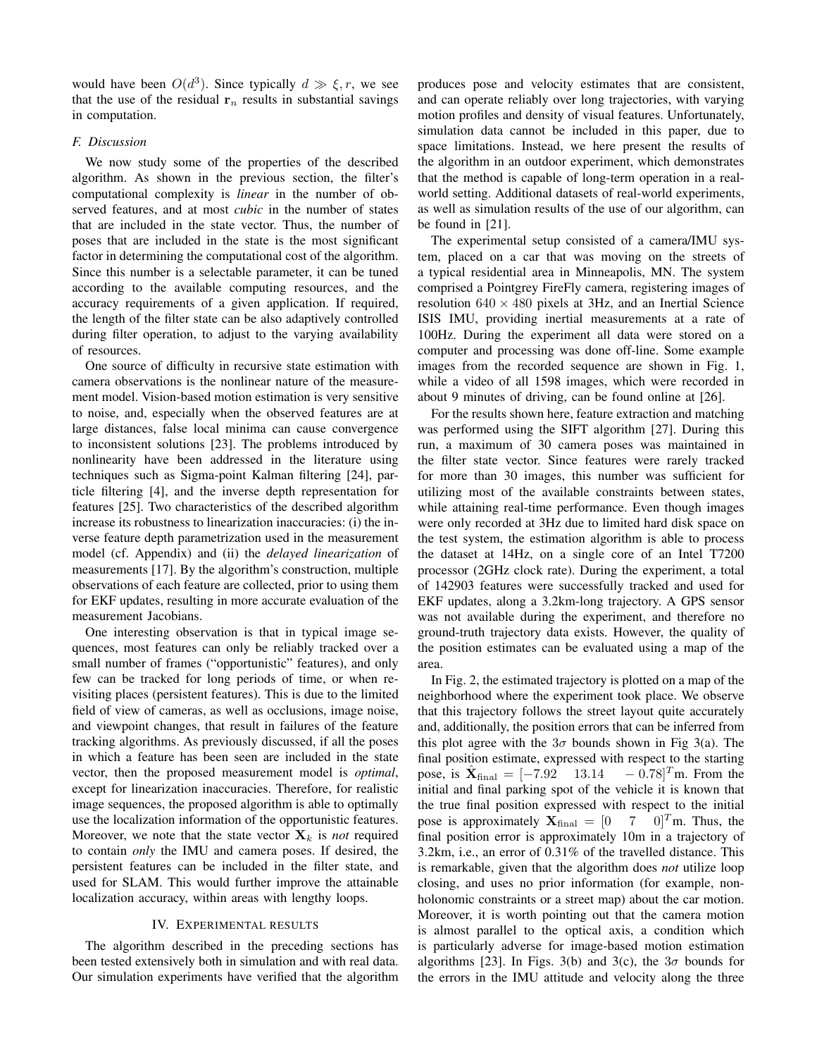would have been $O(d^3)$. Since typically $d \gg \xi, r$, we see that the use of the residual $\mathbf{r}_n$ results in substantial savings in computation.

### F. Discussion

We now study some of the properties of the described algorithm. As shown in the previous section, the filter's computational complexity is *linear* in the number of observed features, and at most *cubic* in the number of states that are included in the state vector. Thus, the number of poses that are included in the state is the most significant factor in determining the computational cost of the algorithm. Since this number is a selectable parameter, it can be tuned according to the available computing resources, and the accuracy requirements of a given application. If required, the length of the filter state can be also adaptively controlled during filter operation, to adjust to the varying availability of resources.

One source of difficulty in recursive state estimation with camera observations is the nonlinear nature of the measurement model. Vision-based motion estimation is very sensitive to noise, and, especially when the observed features are at large distances, false local minima can cause convergence to inconsistent solutions [23]. The problems introduced by nonlinearity have been addressed in the literature using techniques such as Sigma-point Kalman filtering [24], particle filtering [4], and the inverse depth representation for features [25]. Two characteristics of the described algorithm increase its robustness to linearization inaccuracies: (i) the inverse feature depth parametrization used in the measurement model (cf. Appendix) and (ii) the *delayed linearization* of measurements [17]. By the algorithm's construction, multiple observations of each feature are collected, prior to using them for EKF updates, resulting in more accurate evaluation of the measurement Jacobians.

One interesting observation is that in typical image sequences, most features can only be reliably tracked over a small number of frames ("opportunistic" features), and only few can be tracked for long periods of time, or when revisiting places (persistent features). This is due to the limited field of view of cameras, as well as occlusions, image noise, and viewpoint changes, that result in failures of the feature tracking algorithms. As previously discussed, if all the poses in which a feature has been seen are included in the state vector, then the proposed measurement model is *optimal*, except for linearization inaccuracies. Therefore, for realistic image sequences, the proposed algorithm is able to optimally use the localization information of the opportunistic features. Moreover, we note that the state vector $\mathbf{X}_k$ is *not* required to contain *only* the IMU and camera poses. If desired, the persistent features can be included in the filter state, and used for SLAM. This would further improve the attainable localization accuracy, within areas with lengthy loops.

## IV. Experimental results

The algorithm described in the preceding sections has been tested extensively both in simulation and with real data. Our simulation experiments have verified that the algorithm produces pose and velocity estimates that are consistent, and can operate reliably over long trajectories, with varying motion profiles and density of visual features. Unfortunately, simulation data cannot be included in this paper, due to space limitations. Instead, we here present the results of the algorithm in an outdoor experiment, which demonstrates that the method is capable of long-term operation in a real-world setting. Additional datasets of real-world experiments, as well as simulation results of the use of our algorithm, can be found in [21].

The experimental setup consisted of a camera/IMU system, placed on a car that was moving on the streets of a typical residential area in Minneapolis, MN. The system comprised a Pointgrey FireFly camera, registering images of resolution $640 \times 480$ pixels at 3Hz, and an Inertial Science ISIS IMU, providing inertial measurements at a rate of 100Hz. During the experiment all data were stored on a computer and processing was done off-line. Some example images from the recorded sequence are shown in Fig. 1, while a video of all 1598 images, which were recorded in about 9 minutes of driving, can be found online at [26].

For the results shown here, feature extraction and matching was performed using the SIFT algorithm [27]. During this run, a maximum of 30 camera poses was maintained in the filter state vector. Since features were rarely tracked for more than 30 images, this number was sufficient for utilizing most of the available constraints between states, while attaining real-time performance. Even though images were only recorded at 3Hz due to limited hard disk space on the test system, the estimation algorithm is able to process the dataset at 14Hz, on a single core of an Intel T7200 processor (2GHz clock rate). During the experiment, a total of 142903 features were successfully tracked and used for EKF updates, along a 3.2km-long trajectory. A GPS sensor was not available during the experiment, and therefore no ground-truth trajectory data exists. However, the quality of the position estimates can be evaluated using a map of the area.

In Fig. 2, the estimated trajectory is plotted on a map of the neighborhood where the experiment took place. We observe that this trajectory follows the street layout quite accurately and, additionally, the position errors that can be inferred from this plot agree with the $3\sigma$ bounds shown in Fig 3(a). The final position estimate, expressed with respect to the starting pose, is $\hat{\mathbf{X}}_{\text{final}} = [-7.92 \quad 13.14 \quad -0.78]^T$m. From the initial and final parking spot of the vehicle it is known that the true final position expressed with respect to the initial pose is approximately $\mathbf{X}_{\text{final}} = [0 \quad 7 \quad 0]^T$m. Thus, the final position error is approximately 10m in a trajectory of 3.2km, i.e., an error of 0.31% of the travelled distance. This is remarkable, given that the algorithm does *not* utilize loop closing, and uses no prior information (for example, non-holonomic constraints or a street map) about the car motion. Moreover, it is worth pointing out that the camera motion is almost parallel to the optical axis, a condition which is particularly adverse for image-based motion estimation algorithms [23]. In Figs. 3(b) and 3(c), the $3\sigma$ bounds for the errors in the IMU attitude and velocity along the three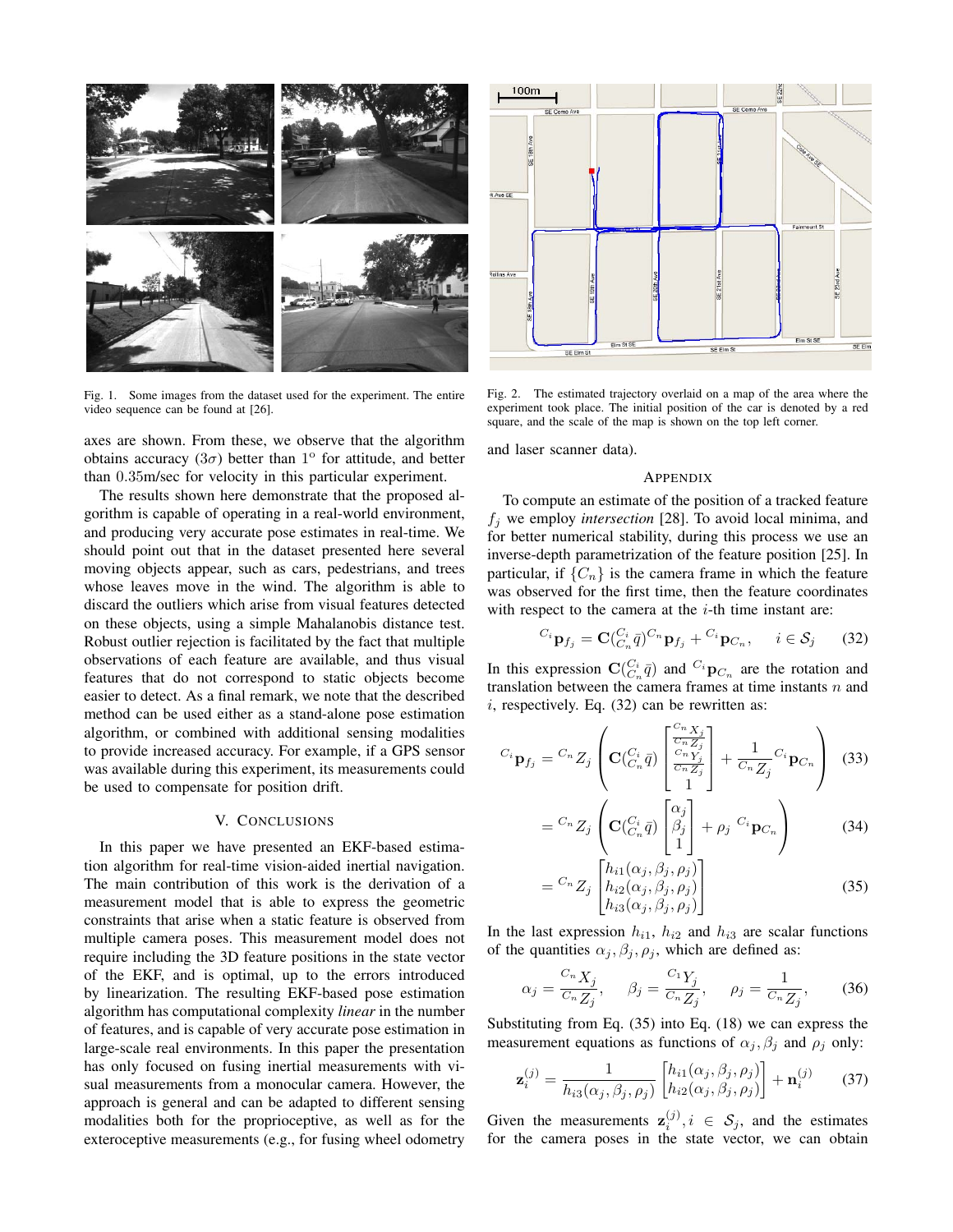Fig. 1. Some images from the dataset used for the experiment. The entire video sequence can be found at [26].

Fig. 2. The estimated trajectory overlaid on a map of the area where the experiment took place. The initial position of the car is denoted by a red square, and the scale of the map is shown on the top left corner.

axes are shown. From these, we observe that the algorithm obtains accuracy ($3\sigma$) better than $1^o$ for attitude, and better than $0.35$m/sec for velocity in this particular experiment.

The results shown here demonstrate that the proposed algorithm is capable of operating in a real-world environment, and producing very accurate pose estimates in real-time. We should point out that in the dataset presented here several moving objects appear, such as cars, pedestrians, and trees whose leaves move in the wind. The algorithm is able to discard the outliers which arise from visual features detected on these objects, using a simple Mahalanobis distance test. Robust outlier rejection is facilitated by the fact that multiple observations of each feature are available, and thus visual features that do not correspond to static objects become easier to detect. As a final remark, we note that the described method can be used either as a stand-alone pose estimation algorithm, or combined with additional sensing modalities to provide increased accuracy. For example, if a GPS sensor was available during this experiment, its measurements could be used to compensate for position drift.

## V. Conclusions

In this paper we have presented an EKF-based estimation algorithm for real-time vision-aided inertial navigation. The main contribution of this work is the derivation of a measurement model that is able to express the geometric constraints that arise when a static feature is observed from multiple camera poses. This measurement model does not require including the 3D feature positions in the state vector of the EKF, and is optimal, up to the errors introduced by linearization. The resulting EKF-based pose estimation algorithm has computational complexity *linear* in the number of features, and is capable of very accurate pose estimation in large-scale real environments. In this paper the presentation has only focused on fusing inertial measurements with visual measurements from a monocular camera. However, the approach is general and can be adapted to different sensing modalities both for the proprioceptive, as well as for the exteroceptive measurements (e.g., for fusing wheel odometry and laser scanner data).

## Appendix

To compute an estimate of the position of a tracked feature $f_j$ we employ *intersection* [28]. To avoid local minima, and for better numerical stability, during this process we use an inverse-depth parametrization of the feature position [25]. In particular, if $\{C_n\}$ is the camera frame in which the feature was observed for the first time, then the feature coordinates with respect to the camera at the $i$-th time instant are:

$$^{C_i}\mathbf{p}_{f_j} = \mathbf{C}(^{C_i}_{C_n}\bar{q})^{C_n}\mathbf{p}_{f_j} + {}^{C_i}\mathbf{p}_{C_n}, \quad i \in \mathcal{S}_j \tag{32}$$

In this expression $\mathbf{C}(^{C_i}_{C_n}\bar{q})$ and $^{C_i}\mathbf{p}_{C_n}$ are the rotation and translation between the camera frames at time instants $n$ and $i$, respectively. Eq. (32) can be rewritten as:

$$^{C_i}\mathbf{p}_{f_j} = {}^{C_n}Z_j \left( \mathbf{C}(^{C_i}_{C_n}\bar{q}) \begin{bmatrix} \frac{^{C_n}X_j}{^{C_n}Z_j} \\ \frac{^{C_n}Y_j}{^{C_n}Z_j} \\ 1 \end{bmatrix} + \frac{1}{^{C_n}Z_j} {}^{C_i}\mathbf{p}_{C_n} \right) \tag{33}$$

$$= {}^{C_n}Z_j \left( \mathbf{C}(^{C_i}_{C_n}\bar{q}) \begin{bmatrix} \alpha_j \\ \beta_j \\ 1 \end{bmatrix} + \rho_j \ {}^{C_i}\mathbf{p}_{C_n} \right) \tag{34}$$

$$= {}^{C_n}Z_j \begin{bmatrix} h_{i1}(\alpha_j, \beta_j, \rho_j) \\ h_{i2}(\alpha_j, \beta_j, \rho_j) \\ h_{i3}(\alpha_j, \beta_j, \rho_j) \end{bmatrix} \tag{35}$$

In the last expression $h_{i1}$, $h_{i2}$ and $h_{i3}$ are scalar functions of the quantities $\alpha_j, \beta_j, \rho_j$, which are defined as:

$$\alpha_j = \frac{^{C_n}X_j}{^{C_n}Z_j}, \quad \beta_j = \frac{^{C_1}Y_j}{^{C_n}Z_j}, \quad \rho_j = \frac{1}{^{C_n}Z_j}, \tag{36}$$

Substituting from Eq. (35) into Eq. (18) we can express the measurement equations as functions of $\alpha_j, \beta_j$ and $\rho_j$ only:

$$\mathbf{z}_i^{(j)} = \frac{1}{h_{i3}(\alpha_j, \beta_j, \rho_j)} \begin{bmatrix} h_{i1}(\alpha_j, \beta_j, \rho_j) \\ h_{i2}(\alpha_j, \beta_j, \rho_j) \end{bmatrix} + \mathbf{n}_i^{(j)} \tag{37}$$

Given the measurements $\mathbf{z}_i^{(j)}, i \in \mathcal{S}_j$, and the estimates for the camera poses in the state vector, we can obtain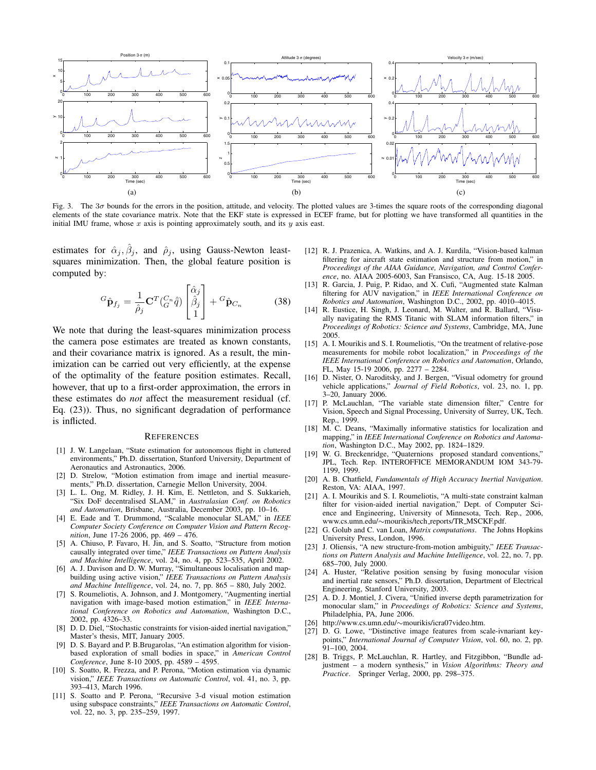Position 3σ (m)

Attitude 3σ (degrees)

Velocity 3σ (m/sec)

x

y

z

Time (sec)

(a)

(b)

(c)

Fig. 3. The $3\sigma$ bounds for the errors in the position, attitude, and velocity. The plotted values are 3-times the square roots of the corresponding diagonal elements of the state covariance matrix. Note that the EKF state is expressed in ECEF frame, but for plotting we have transformed all quantities in the initial IMU frame, whose $x$ axis is pointing approximately south, and its $y$ axis east.

estimates for $\hat{\alpha}_j, \hat{\beta}_j$, and $\hat{\rho}_j$, using Gauss-Newton least-squares minimization. Then, the global feature position is computed by:

$$^G\hat{\mathbf{p}}_{f_j} = \frac{1}{\hat{\rho}_j}\mathbf{C}^T({}^{C_n}_G\hat{\bar{q}})\begin{bmatrix}\hat{\alpha}_j\\ \hat{\beta}_j\\ 1\end{bmatrix} + {}^G\hat{\mathbf{p}}_{C_n} \quad (38)$$

We note that during the least-squares minimization process the camera pose estimates are treated as known constants, and their covariance matrix is ignored. As a result, the minimization can be carried out very efficiently, at the expense of the optimality of the feature position estimates. Recall, however, that up to a first-order approximation, the errors in these estimates do *not* affect the measurement residual (cf. Eq. (23)). Thus, no significant degradation of performance is inflicted.

## References

[1] J. W. Langelaan, "State estimation for autonomous flight in cluttered environments," Ph.D. dissertation, Stanford University, Department of Aeronautics and Astronautics, 2006.

[2] D. Strelow, "Motion estimation from image and inertial measurements," Ph.D. dissertation, Carnegie Mellon University, 2004.

[3] L. L. Ong, M. Ridley, J. H. Kim, E. Nettleton, and S. Sukkarieh, "Six DoF decentralised SLAM," in *Australasian Conf. on Robotics and Automation*, Brisbane, Australia, December 2003, pp. 10–16.

[4] E. Eade and T. Drummond, "Scalable monocular SLAM," in *IEEE Computer Society Conference on Computer Vision and Pattern Recognition*, June 17-26 2006, pp. 469 – 476.

[5] A. Chiuso, P. Favaro, H. Jin, and S. Soatto, "Structure from motion causally integrated over time," *IEEE Transactions on Pattern Analysis and Machine Intelligence*, vol. 24, no. 4, pp. 523–535, April 2002.

[6] A. J. Davison and D. W. Murray, "Simultaneous localisation and map-building using active vision," *IEEE Transactions on Pattern Analysis and Machine Intelligence*, vol. 24, no. 7, pp. 865 – 880, July 2002.

[7] S. Roumeliotis, A. Johnson, and J. Montgomery, "Augmenting inertial navigation with image-based motion estimation," in *IEEE International Conference on Robotics and Automation*, Washington D.C., 2002, pp. 4326–33.

[8] D. D. Diel, "Stochastic constraints for vision-aided inertial navigation," Master's thesis, MIT, January 2005.

[9] D. S. Bayard and P. B.Brugarolas, "An estimation algorithm for vision-based exploration of small bodies in space," in *American Control Conference*, June 8-10 2005, pp. 4589 – 4595.

[10] S. Soatto, R. Frezza, and P. Perona, "Motion estimation via dynamic vision," *IEEE Transactions on Automatic Control*, vol. 41, no. 3, pp. 393–413, March 1996.

[11] S. Soatto and P. Perona, "Recursive 3-d visual motion estimation using subspace constraints," *IEEE Transactions on Automatic Control*, vol. 22, no. 3, pp. 235–259, 1997.

[12] R. J. Prazenica, A. Watkins, and A. J. Kurdila, "Vision-based kalman filtering for aircraft state estimation and structure from motion," in *Proceedings of the AIAA Guidance, Navigation, and Control Conference*, no. AIAA 2005-6003, San Fransisco, CA, Aug. 15-18 2005.

[13] R. Garcia, J. Puig, P. Ridao, and X. Cufi, "Augmented state Kalman filtering for AUV navigation," in *IEEE International Conference on Robotics and Automation*, Washington D.C., 2002, pp. 4010–4015.

[14] R. Eustice, H. Singh, J. Leonard, M. Walter, and R. Ballard, "Visually navigating the RMS Titanic with SLAM information filters," in *Proceedings of Robotics: Science and Systems*, Cambridge, MA, June 2005.

[15] A. I. Mourikis and S. I. Roumeliotis, "On the treatment of relative-pose measurements for mobile robot localization," in *Proceedings of the IEEE International Conference on Robotics and Automation*, Orlando, FL, May 15-19 2006, pp. 2277 – 2284.

[16] D. Nister, O. Naroditsky, and J. Bergen, "Visual odometry for ground vehicle applications," *Journal of Field Robotics*, vol. 23, no. 1, pp. 3–20, January 2006.

[17] P. McLauchlan, "The variable state dimension filter," Centre for Vision, Speech and Signal Processing, University of Surrey, UK, Tech. Rep., 1999.

[18] M. C. Deans, "Maximally informative statistics for localization and mapping," in *IEEE International Conference on Robotics and Automation*, Washington D.C., May 2002, pp. 1824–1829.

[19] W. G. Breckenridge, "Quaternions proposed standard conventions," JPL, Tech. Rep. INTEROFFICE MEMORANDUM IOM 343-79-1199, 1999.

[20] A. B. Chatfield, *Fundamentals of High Accuracy Inertial Navigation*. Reston, VA: AIAA, 1997.

[21] A. I. Mourikis and S. I. Roumeliotis, "A multi-state constraint kalman filter for vision-aided inertial navigation," Dept. of Computer Science and Engineering, University of Minnesota, Tech. Rep., 2006, www.cs.umn.edu/∼mourikis/tech_reports/TR_MSCKF.pdf.

[22] G. Golub and C. van Loan, *Matrix computations*. The Johns Hopkins University Press, London, 1996.

[23] J. Oliensis, "A new structure-from-motion ambiguity," *IEEE Transactions on Pattern Analysis and Machine Intelligence*, vol. 22, no. 7, pp. 685–700, July 2000.

[24] A. Huster, "Relative position sensing by fusing monocular vision and inertial rate sensors," Ph.D. dissertation, Department of Electrical Engineering, Stanford University, 2003.

[25] A. D. J. Montiel, J. Civera, "Unified inverse depth parametrization for monocular slam," in *Proceedings of Robotics: Science and Systems*, Philadelphia, PA, June 2006.

[26] http://www.cs.umn.edu/∼mourikis/icra07video.htm.

[27] D. G. Lowe, "Distinctive image features from scale-ivnariant keypoints," *International Journal of Computer Vision*, vol. 60, no. 2, pp. 91–100, 2004.

[28] B. Triggs, P. McLauchlan, R. Hartley, and Fitzgibbon, "Bundle adjustment – a modern synthesis," in *Vision Algorithms: Theory and Practice*. Springer Verlag, 2000, pp. 298–375.